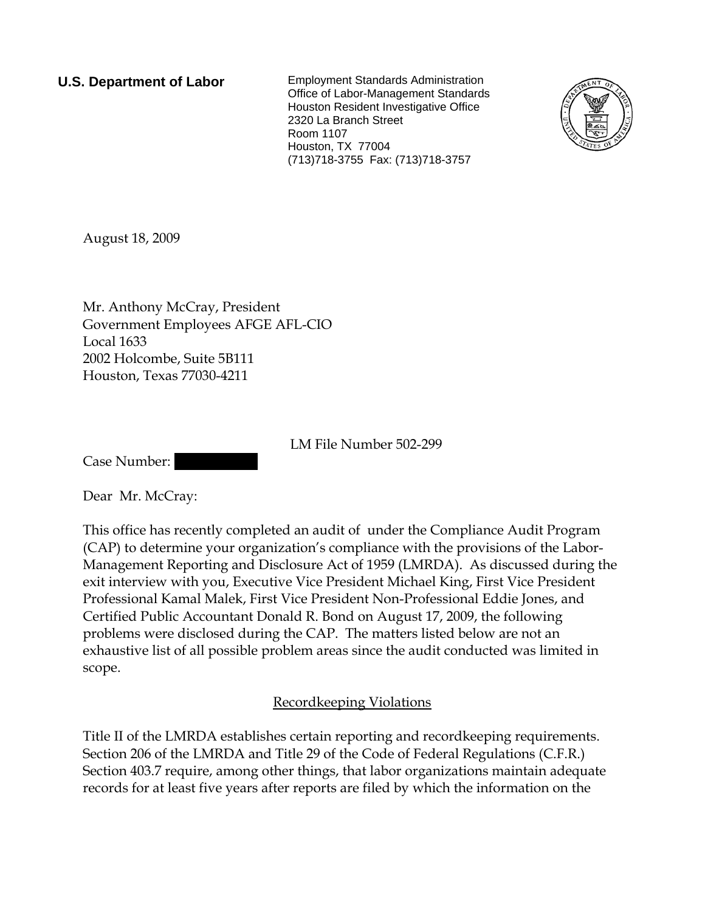**U.S. Department of Labor**

Employment Standards Administration
Office of Labor-Management Standards
Houston Resident Investigative Office
2320 La Branch Street
Room 1107
Houston, TX 77004
(713)718-3755 Fax: (713)718-3757

August 18, 2009

Mr. Anthony McCray, President
Government Employees AFGE AFL-CIO
Local 1633
2002 Holcombe, Suite 5B111
Houston, Texas 77030-4211

LM File Number 502-299

Case Number:

Dear Mr. McCray:

This office has recently completed an audit of under the Compliance Audit Program (CAP) to determine your organization's compliance with the provisions of the Labor-Management Reporting and Disclosure Act of 1959 (LMRDA). As discussed during the exit interview with you, Executive Vice President Michael King, First Vice President Professional Kamal Malek, First Vice President Non-Professional Eddie Jones, and Certified Public Accountant Donald R. Bond on August 17, 2009, the following problems were disclosed during the CAP. The matters listed below are not an exhaustive list of all possible problem areas since the audit conducted was limited in scope.

## Recordkeeping Violations

Title II of the LMRDA establishes certain reporting and recordkeeping requirements. Section 206 of the LMRDA and Title 29 of the Code of Federal Regulations (C.F.R.) Section 403.7 require, among other things, that labor organizations maintain adequate records for at least five years after reports are filed by which the information on the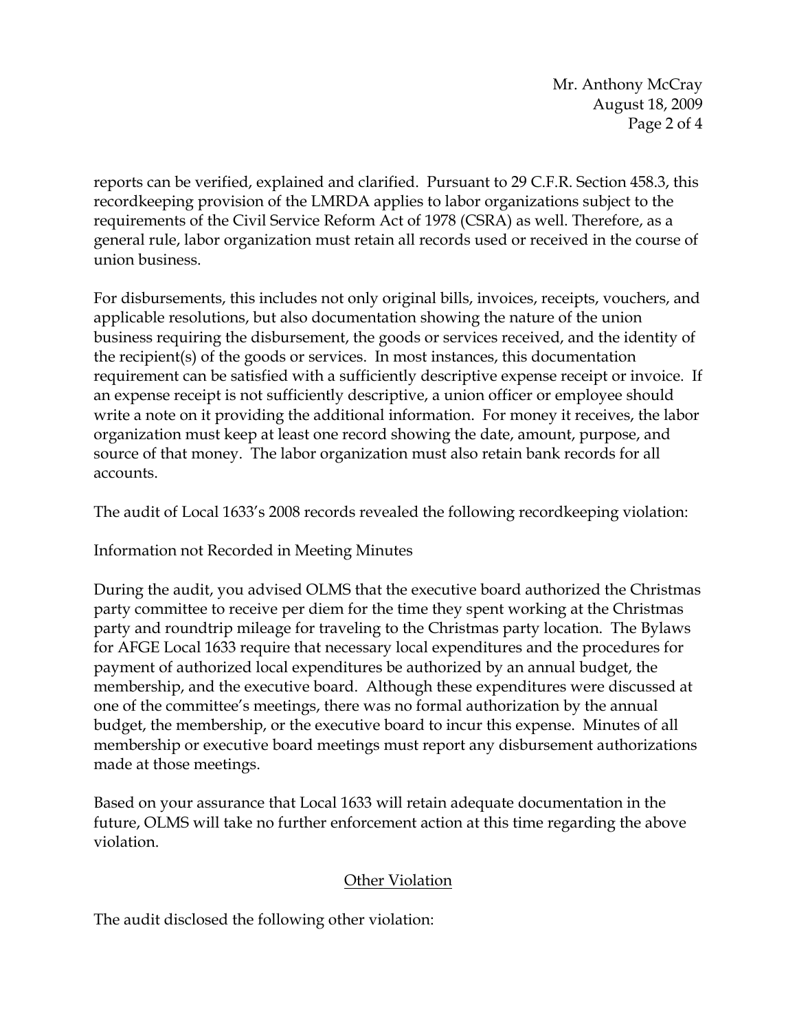reports can be verified, explained and clarified. Pursuant to 29 C.F.R. Section 458.3, this recordkeeping provision of the LMRDA applies to labor organizations subject to the requirements of the Civil Service Reform Act of 1978 (CSRA) as well. Therefore, as a general rule, labor organization must retain all records used or received in the course of union business.

For disbursements, this includes not only original bills, invoices, receipts, vouchers, and applicable resolutions, but also documentation showing the nature of the union business requiring the disbursement, the goods or services received, and the identity of the recipient(s) of the goods or services. In most instances, this documentation requirement can be satisfied with a sufficiently descriptive expense receipt or invoice. If an expense receipt is not sufficiently descriptive, a union officer or employee should write a note on it providing the additional information. For money it receives, the labor organization must keep at least one record showing the date, amount, purpose, and source of that money. The labor organization must also retain bank records for all accounts.

The audit of Local 1633's 2008 records revealed the following recordkeeping violation:

Information not Recorded in Meeting Minutes

During the audit, you advised OLMS that the executive board authorized the Christmas party committee to receive per diem for the time they spent working at the Christmas party and roundtrip mileage for traveling to the Christmas party location. The Bylaws for AFGE Local 1633 require that necessary local expenditures and the procedures for payment of authorized local expenditures be authorized by an annual budget, the membership, and the executive board. Although these expenditures were discussed at one of the committee's meetings, there was no formal authorization by the annual budget, the membership, or the executive board to incur this expense. Minutes of all membership or executive board meetings must report any disbursement authorizations made at those meetings.

Based on your assurance that Local 1633 will retain adequate documentation in the future, OLMS will take no further enforcement action at this time regarding the above violation.

## Other Violation

The audit disclosed the following other violation: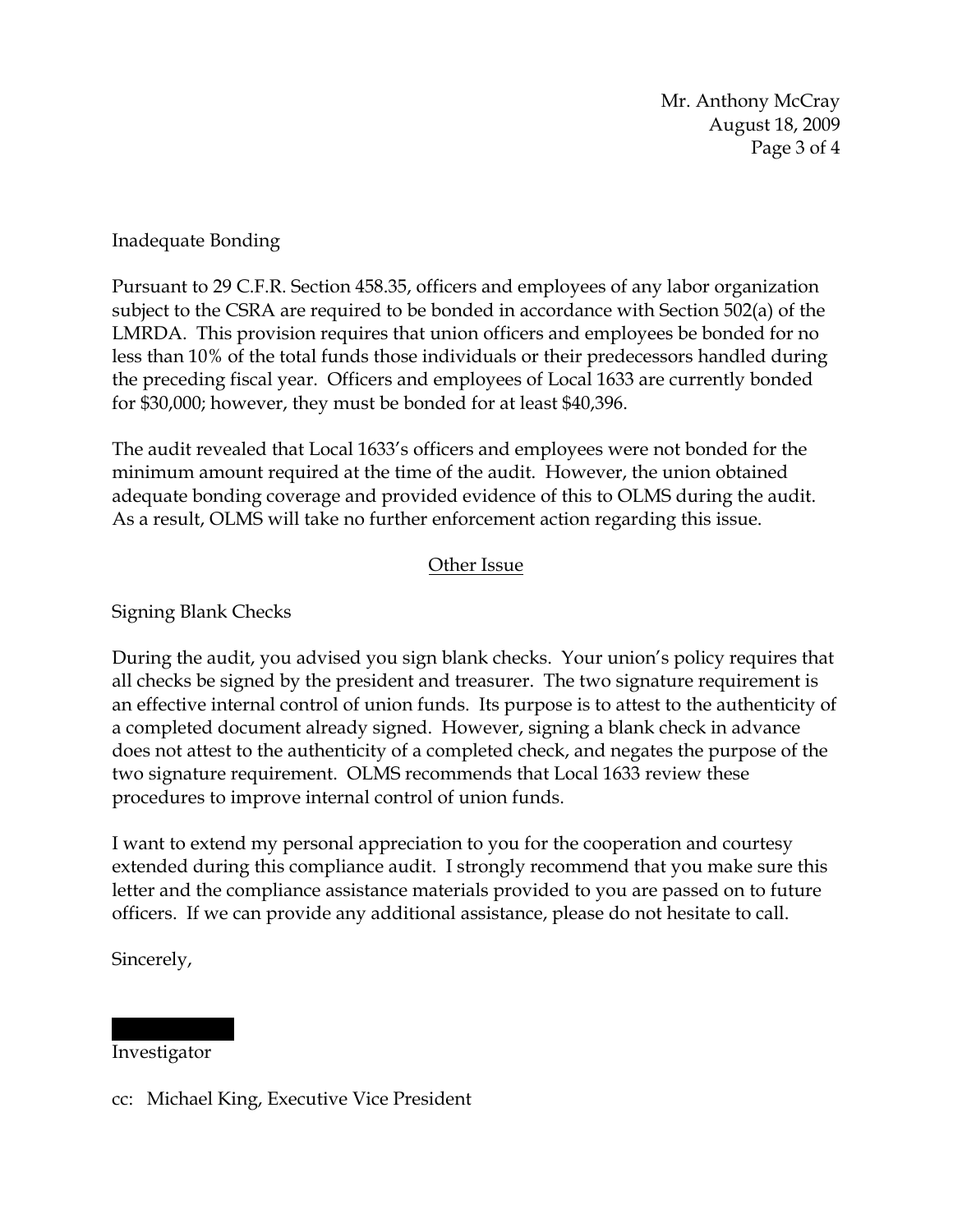Inadequate Bonding

Pursuant to 29 C.F.R. Section 458.35, officers and employees of any labor organization subject to the CSRA are required to be bonded in accordance with Section 502(a) of the LMRDA. This provision requires that union officers and employees be bonded for no less than 10% of the total funds those individuals or their predecessors handled during the preceding fiscal year. Officers and employees of Local 1633 are currently bonded for $30,000; however, they must be bonded for at least $40,396.

The audit revealed that Local 1633's officers and employees were not bonded for the minimum amount required at the time of the audit. However, the union obtained adequate bonding coverage and provided evidence of this to OLMS during the audit. As a result, OLMS will take no further enforcement action regarding this issue.

## Other Issue

Signing Blank Checks

During the audit, you advised you sign blank checks. Your union's policy requires that all checks be signed by the president and treasurer. The two signature requirement is an effective internal control of union funds. Its purpose is to attest to the authenticity of a completed document already signed. However, signing a blank check in advance does not attest to the authenticity of a completed check, and negates the purpose of the two signature requirement. OLMS recommends that Local 1633 review these procedures to improve internal control of union funds.

I want to extend my personal appreciation to you for the cooperation and courtesy extended during this compliance audit. I strongly recommend that you make sure this letter and the compliance assistance materials provided to you are passed on to future officers. If we can provide any additional assistance, please do not hesitate to call.

Sincerely,

Investigator

cc: Michael King, Executive Vice President